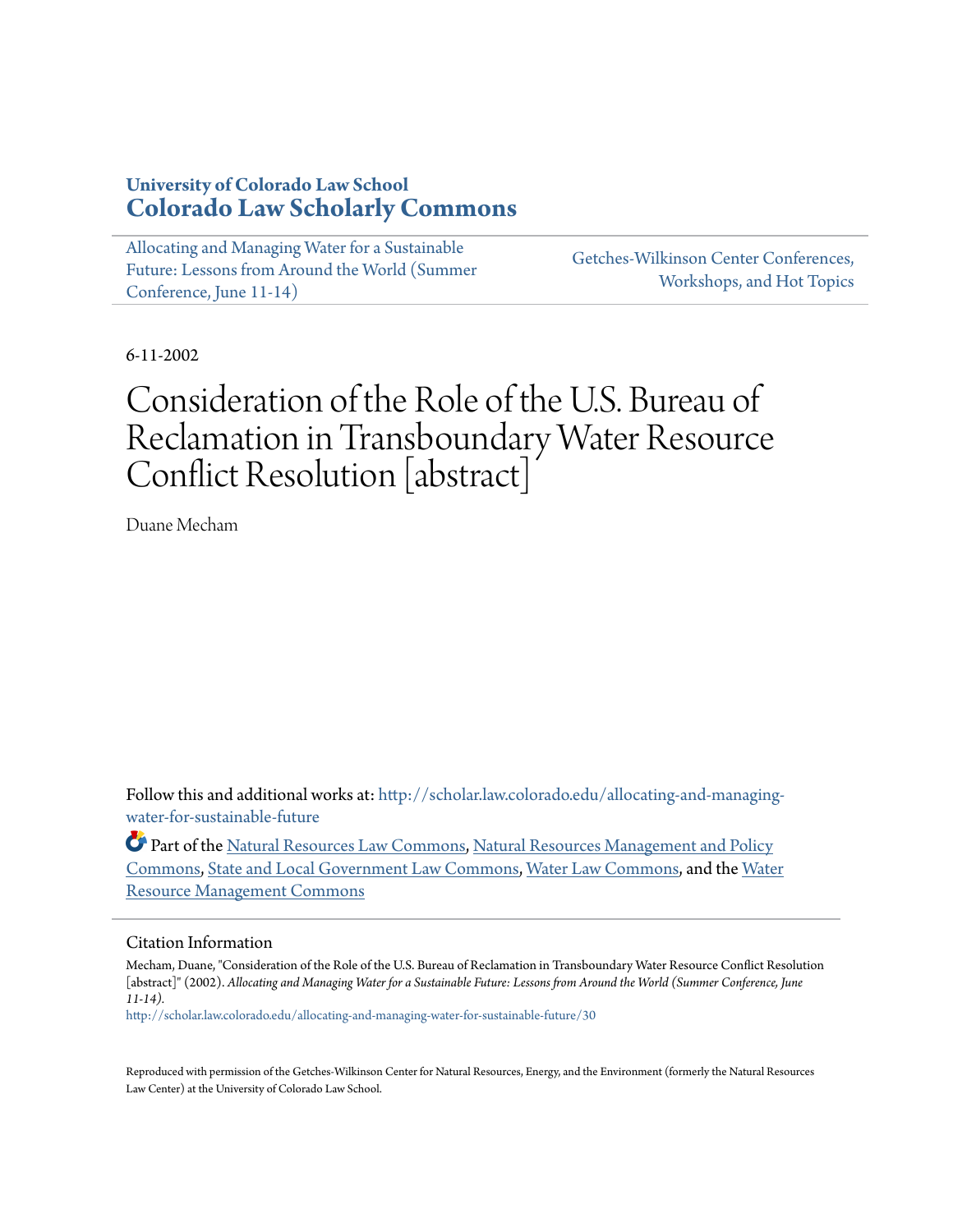**University of Colorado Law School**
**Colorado Law Scholarly Commons**

Allocating and Managing Water for a Sustainable Future: Lessons from Around the World (Summer Conference, June 11-14)

Getches-Wilkinson Center Conferences, Workshops, and Hot Topics

6-11-2002

# Consideration of the Role of the U.S. Bureau of Reclamation in Transboundary Water Resource Conflict Resolution [abstract]

Duane Mecham

Follow this and additional works at: http://scholar.law.colorado.edu/allocating-and-managing-water-for-sustainable-future

Part of the Natural Resources Law Commons, Natural Resources Management and Policy Commons, State and Local Government Law Commons, Water Law Commons, and the Water Resource Management Commons

## Citation Information

Mecham, Duane, "Consideration of the Role of the U.S. Bureau of Reclamation in Transboundary Water Resource Conflict Resolution [abstract]" (2002). *Allocating and Managing Water for a Sustainable Future: Lessons from Around the World (Summer Conference, June 11-14).*
http://scholar.law.colorado.edu/allocating-and-managing-water-for-sustainable-future/30

Reproduced with permission of the Getches-Wilkinson Center for Natural Resources, Energy, and the Environment (formerly the Natural Resources Law Center) at the University of Colorado Law School.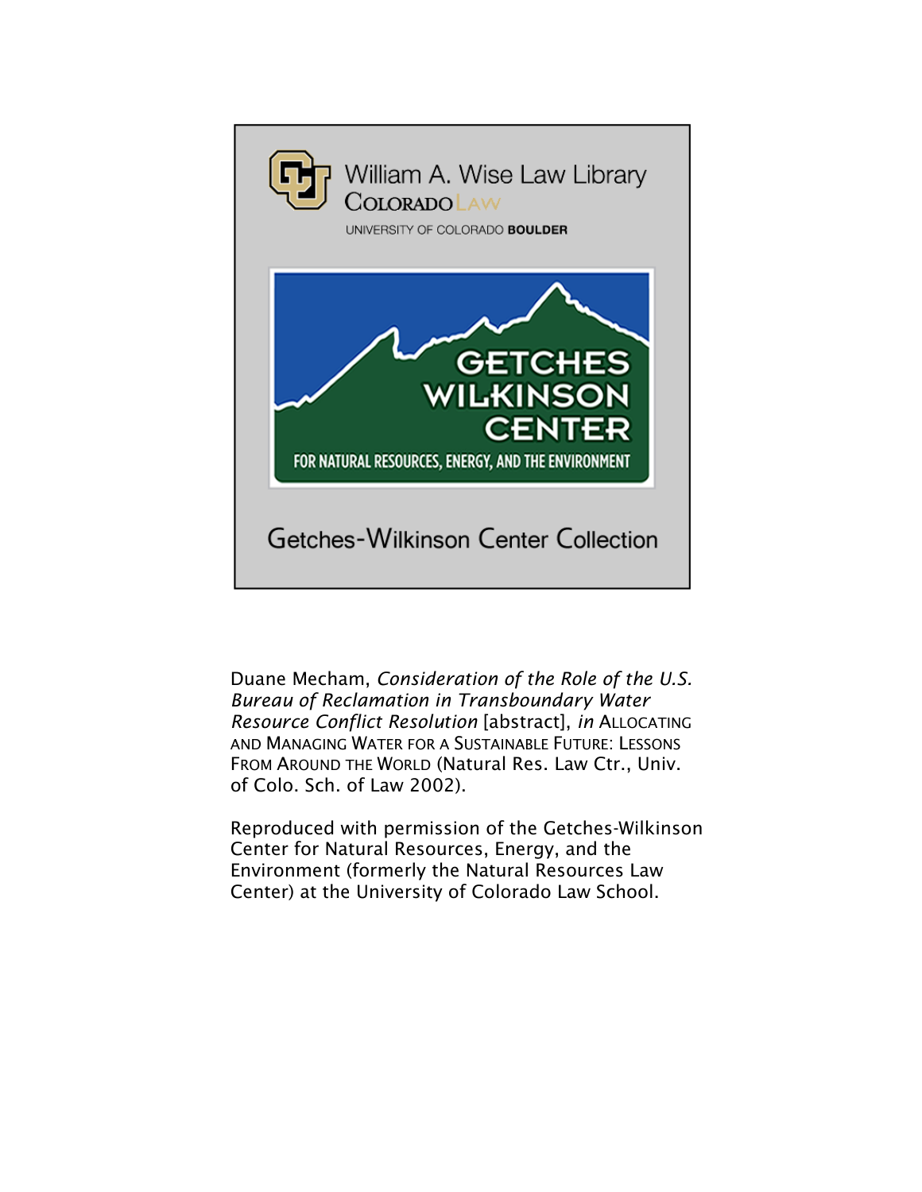William A. Wise Law Library
COLORADO LAW
UNIVERSITY OF COLORADO **BOULDER**

GETCHES WILKINSON CENTER
FOR NATURAL RESOURCES, ENERGY, AND THE ENVIRONMENT

Getches-Wilkinson Center Collection

Duane Mecham, *Consideration of the Role of the U.S. Bureau of Reclamation in Transboundary Water Resource Conflict Resolution* [abstract], *in* ALLOCATING AND MANAGING WATER FOR A SUSTAINABLE FUTURE: LESSONS FROM AROUND THE WORLD (Natural Res. Law Ctr., Univ. of Colo. Sch. of Law 2002).

Reproduced with permission of the Getches-Wilkinson Center for Natural Resources, Energy, and the Environment (formerly the Natural Resources Law Center) at the University of Colorado Law School.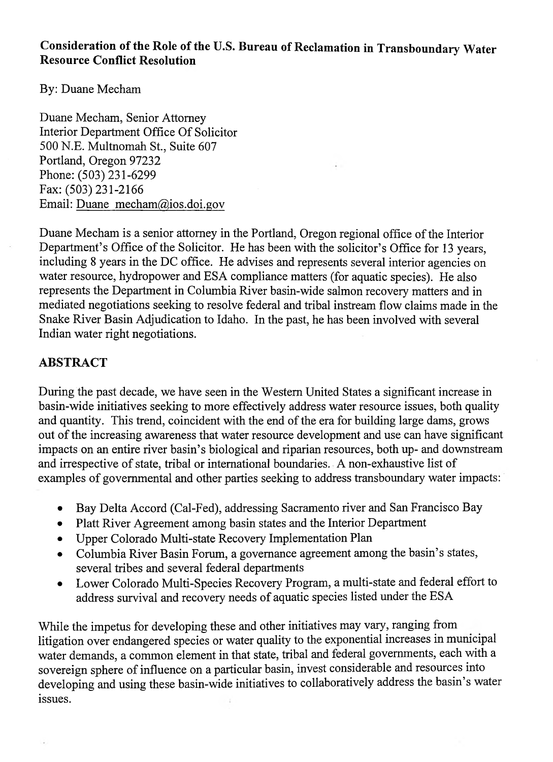**Consideration of the Role of the U.S. Bureau of Reclamation in Transboundary Water Resource Conflict Resolution**

By: Duane Mecham

Duane Mecham, Senior Attorney
Interior Department Office Of Solicitor
500 N.E. Multnomah St., Suite 607
Portland, Oregon 97232
Phone: (503) 231-6299
Fax: (503) 231-2166
Email: Duane mecham@ios.doi.gov

Duane Mecham is a senior attorney in the Portland, Oregon regional office of the Interior Department's Office of the Solicitor. He has been with the solicitor's Office for 13 years, including 8 years in the DC office. He advises and represents several interior agencies on water resource, hydropower and ESA compliance matters (for aquatic species). He also represents the Department in Columbia River basin-wide salmon recovery matters and in mediated negotiations seeking to resolve federal and tribal instream flow claims made in the Snake River Basin Adjudication to Idaho. In the past, he has been involved with several Indian water right negotiations.

## ABSTRACT

During the past decade, we have seen in the Western United States a significant increase in basin-wide initiatives seeking to more effectively address water resource issues, both quality and quantity. This trend, coincident with the end of the era for building large dams, grows out of the increasing awareness that water resource development and use can have significant impacts on an entire river basin's biological and riparian resources, both up- and downstream and irrespective of state, tribal or international boundaries. A non-exhaustive list of examples of governmental and other parties seeking to address transboundary water impacts:

- Bay Delta Accord (Cal-Fed), addressing Sacramento river and San Francisco Bay
- Platt River Agreement among basin states and the Interior Department
- Upper Colorado Multi-state Recovery Implementation Plan
- Columbia River Basin Forum, a governance agreement among the basin's states, several tribes and several federal departments
- Lower Colorado Multi-Species Recovery Program, a multi-state and federal effort to address survival and recovery needs of aquatic species listed under the ESA

While the impetus for developing these and other initiatives may vary, ranging from litigation over endangered species or water quality to the exponential increases in municipal water demands, a common element in that state, tribal and federal governments, each with a sovereign sphere of influence on a particular basin, invest considerable and resources into developing and using these basin-wide initiatives to collaboratively address the basin's water issues.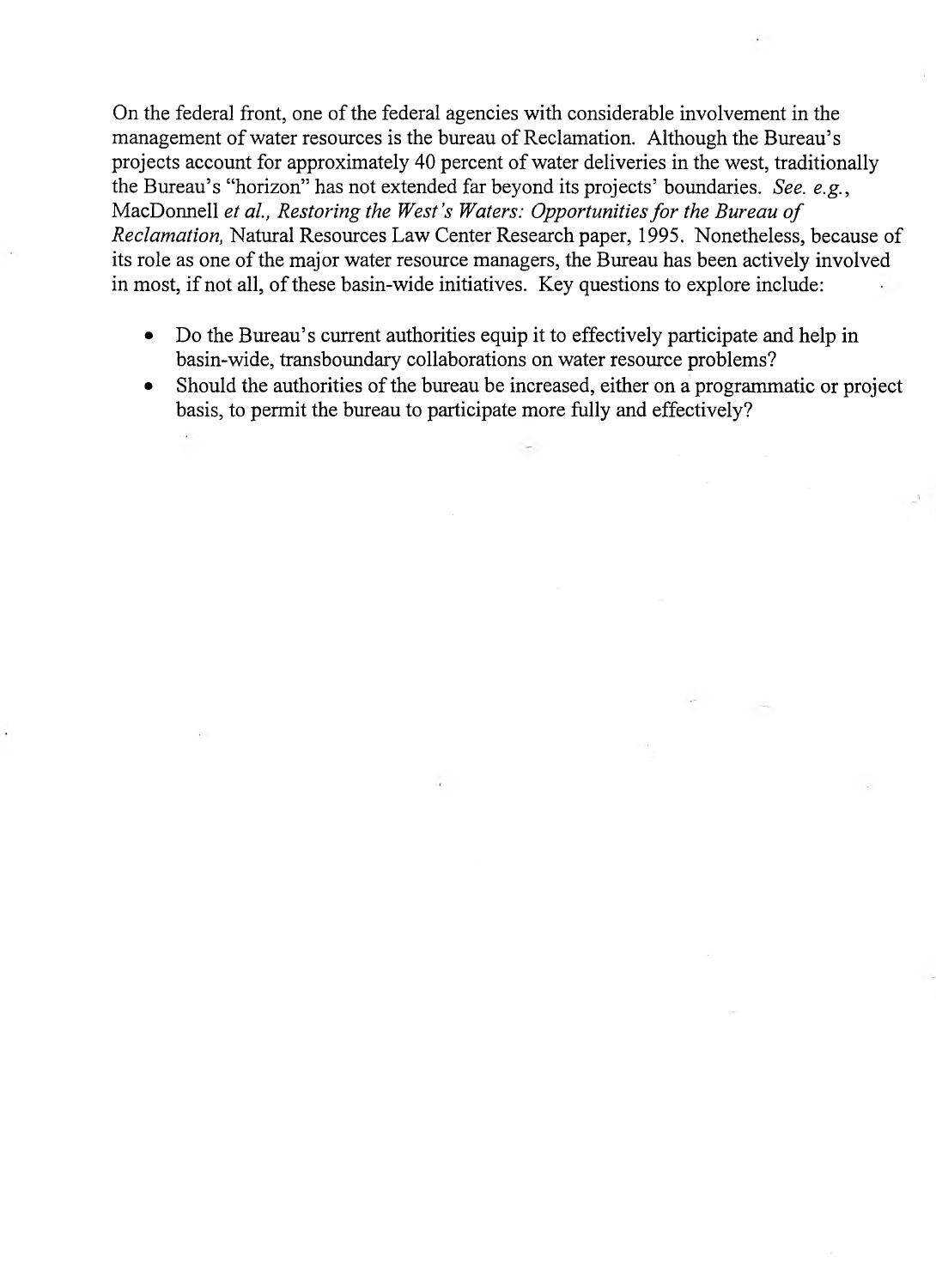On the federal front, one of the federal agencies with considerable involvement in the management of water resources is the bureau of Reclamation. Although the Bureau's projects account for approximately 40 percent of water deliveries in the west, traditionally the Bureau's "horizon" has not extended far beyond its projects' boundaries. *See. e.g.*, MacDonnell *et al., Restoring the West's Waters: Opportunities for the Bureau of Reclamation,* Natural Resources Law Center Research paper, 1995. Nonetheless, because of its role as one of the major water resource managers, the Bureau has been actively involved in most, if not all, of these basin-wide initiatives. Key questions to explore include:

- Do the Bureau's current authorities equip it to effectively participate and help in basin-wide, transboundary collaborations on water resource problems?
- Should the authorities of the bureau be increased, either on a programmatic or project basis, to permit the bureau to participate more fully and effectively?